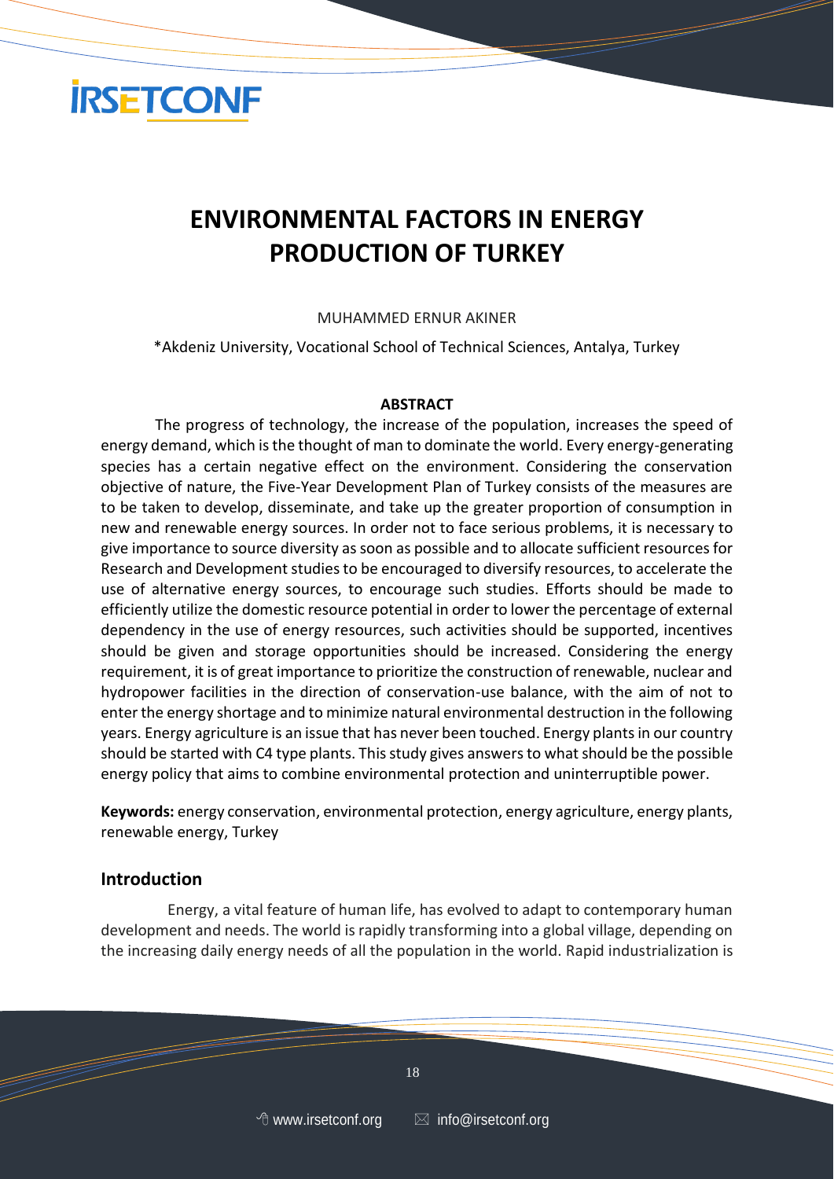# ENVIRONMENTAL FACTORS IN ENERGY PRODUCTION OF TURKEY

MUHAMMED ERNUR AKINER

*Akdeniz University, Vocational School of Technical Sciences, Antalya, Turkey

**ABSTRACT**

The progress of technology, the increase of the population, increases the speed of energy demand, which is the thought of man to dominate the world. Every energy-generating species has a certain negative effect on the environment. Considering the conservation objective of nature, the Five-Year Development Plan of Turkey consists of the measures are to be taken to develop, disseminate, and take up the greater proportion of consumption in new and renewable energy sources. In order not to face serious problems, it is necessary to give importance to source diversity as soon as possible and to allocate sufficient resources for Research and Development studies to be encouraged to diversify resources, to accelerate the use of alternative energy sources, to encourage such studies. Efforts should be made to efficiently utilize the domestic resource potential in order to lower the percentage of external dependency in the use of energy resources, such activities should be supported, incentives should be given and storage opportunities should be increased. Considering the energy requirement, it is of great importance to prioritize the construction of renewable, nuclear and hydropower facilities in the direction of conservation-use balance, with the aim of not to enter the energy shortage and to minimize natural environmental destruction in the following years. Energy agriculture is an issue that has never been touched. Energy plants in our country should be started with C4 type plants. This study gives answers to what should be the possible energy policy that aims to combine environmental protection and uninterruptible power.

**Keywords:** energy conservation, environmental protection, energy agriculture, energy plants, renewable energy, Turkey

## Introduction

Energy, a vital feature of human life, has evolved to adapt to contemporary human development and needs. The world is rapidly transforming into a global village, depending on the increasing daily energy needs of all the population in the world. Rapid industrialization is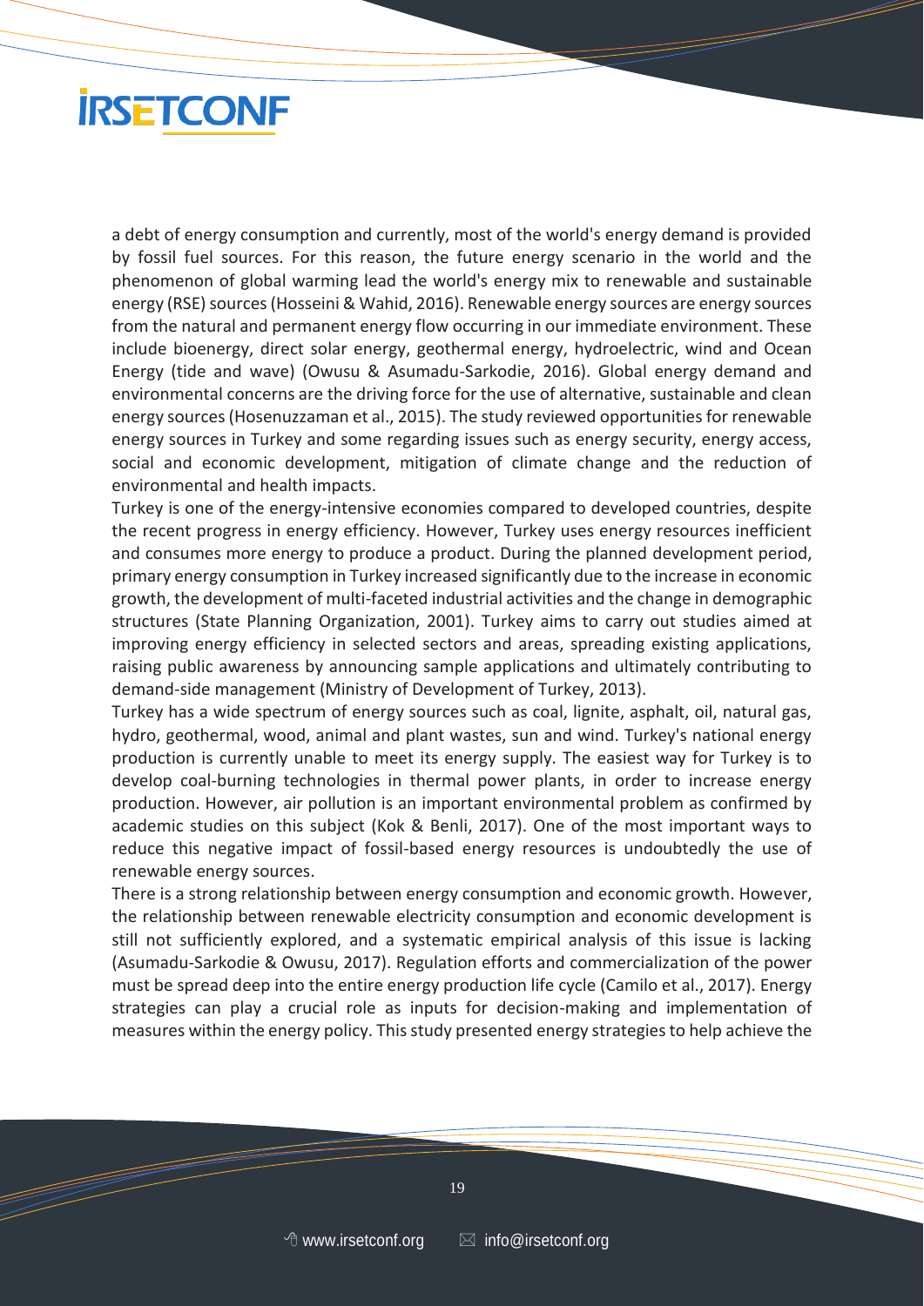a debt of energy consumption and currently, most of the world's energy demand is provided by fossil fuel sources. For this reason, the future energy scenario in the world and the phenomenon of global warming lead the world's energy mix to renewable and sustainable energy (RSE) sources (Hosseini & Wahid, 2016). Renewable energy sources are energy sources from the natural and permanent energy flow occurring in our immediate environment. These include bioenergy, direct solar energy, geothermal energy, hydroelectric, wind and Ocean Energy (tide and wave) (Owusu & Asumadu-Sarkodie, 2016). Global energy demand and environmental concerns are the driving force for the use of alternative, sustainable and clean energy sources (Hosenuzzaman et al., 2015). The study reviewed opportunities for renewable energy sources in Turkey and some regarding issues such as energy security, energy access, social and economic development, mitigation of climate change and the reduction of environmental and health impacts.

Turkey is one of the energy-intensive economies compared to developed countries, despite the recent progress in energy efficiency. However, Turkey uses energy resources inefficient and consumes more energy to produce a product. During the planned development period, primary energy consumption in Turkey increased significantly due to the increase in economic growth, the development of multi-faceted industrial activities and the change in demographic structures (State Planning Organization, 2001). Turkey aims to carry out studies aimed at improving energy efficiency in selected sectors and areas, spreading existing applications, raising public awareness by announcing sample applications and ultimately contributing to demand-side management (Ministry of Development of Turkey, 2013).

Turkey has a wide spectrum of energy sources such as coal, lignite, asphalt, oil, natural gas, hydro, geothermal, wood, animal and plant wastes, sun and wind. Turkey's national energy production is currently unable to meet its energy supply. The easiest way for Turkey is to develop coal-burning technologies in thermal power plants, in order to increase energy production. However, air pollution is an important environmental problem as confirmed by academic studies on this subject (Kok & Benli, 2017). One of the most important ways to reduce this negative impact of fossil-based energy resources is undoubtedly the use of renewable energy sources.

There is a strong relationship between energy consumption and economic growth. However, the relationship between renewable electricity consumption and economic development is still not sufficiently explored, and a systematic empirical analysis of this issue is lacking (Asumadu-Sarkodie & Owusu, 2017). Regulation efforts and commercialization of the power must be spread deep into the entire energy production life cycle (Camilo et al., 2017). Energy strategies can play a crucial role as inputs for decision-making and implementation of measures within the energy policy. This study presented energy strategies to help achieve the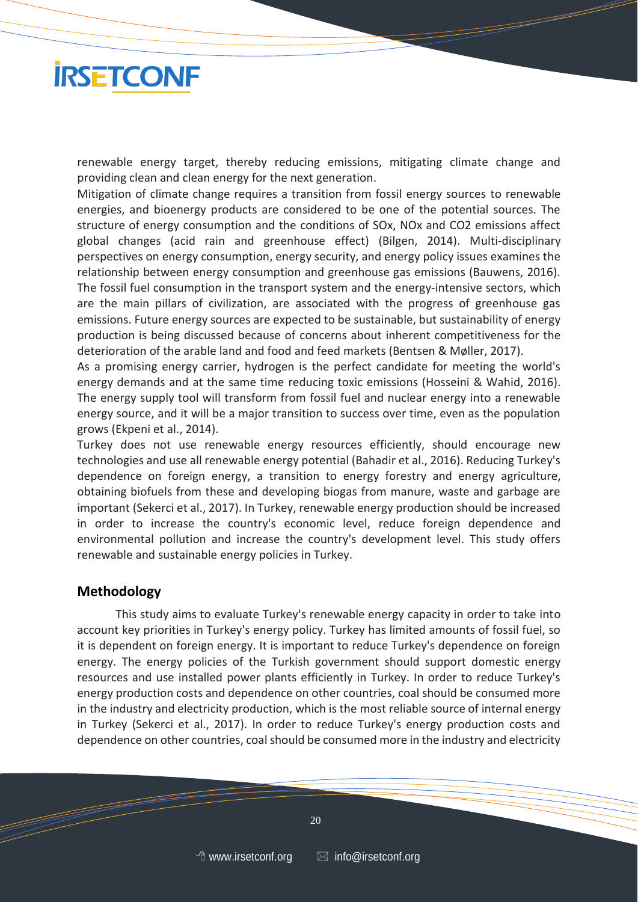renewable energy target, thereby reducing emissions, mitigating climate change and providing clean and clean energy for the next generation.

Mitigation of climate change requires a transition from fossil energy sources to renewable energies, and bioenergy products are considered to be one of the potential sources. The structure of energy consumption and the conditions of SOx, NOx and CO2 emissions affect global changes (acid rain and greenhouse effect) (Bilgen, 2014). Multi-disciplinary perspectives on energy consumption, energy security, and energy policy issues examines the relationship between energy consumption and greenhouse gas emissions (Bauwens, 2016). The fossil fuel consumption in the transport system and the energy-intensive sectors, which are the main pillars of civilization, are associated with the progress of greenhouse gas emissions. Future energy sources are expected to be sustainable, but sustainability of energy production is being discussed because of concerns about inherent competitiveness for the deterioration of the arable land and food and feed markets (Bentsen & Møller, 2017).

As a promising energy carrier, hydrogen is the perfect candidate for meeting the world's energy demands and at the same time reducing toxic emissions (Hosseini & Wahid, 2016). The energy supply tool will transform from fossil fuel and nuclear energy into a renewable energy source, and it will be a major transition to success over time, even as the population grows (Ekpeni et al., 2014).

Turkey does not use renewable energy resources efficiently, should encourage new technologies and use all renewable energy potential (Bahadir et al., 2016). Reducing Turkey's dependence on foreign energy, a transition to energy forestry and energy agriculture, obtaining biofuels from these and developing biogas from manure, waste and garbage are important (Sekerci et al., 2017). In Turkey, renewable energy production should be increased in order to increase the country's economic level, reduce foreign dependence and environmental pollution and increase the country's development level. This study offers renewable and sustainable energy policies in Turkey.

## Methodology

This study aims to evaluate Turkey's renewable energy capacity in order to take into account key priorities in Turkey's energy policy. Turkey has limited amounts of fossil fuel, so it is dependent on foreign energy. It is important to reduce Turkey's dependence on foreign energy. The energy policies of the Turkish government should support domestic energy resources and use installed power plants efficiently in Turkey. In order to reduce Turkey's energy production costs and dependence on other countries, coal should be consumed more in the industry and electricity production, which is the most reliable source of internal energy in Turkey (Sekerci et al., 2017). In order to reduce Turkey's energy production costs and dependence on other countries, coal should be consumed more in the industry and electricity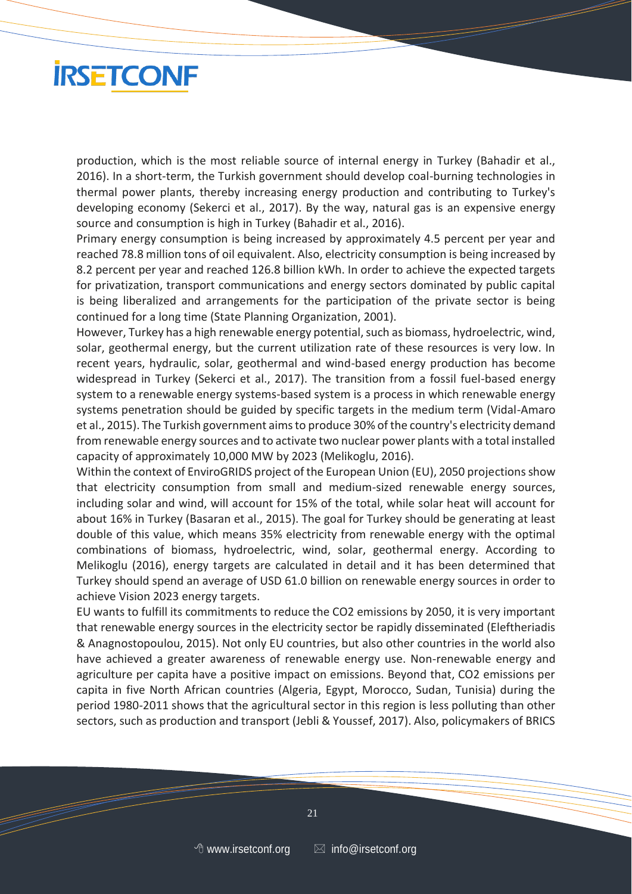production, which is the most reliable source of internal energy in Turkey (Bahadir et al., 2016). In a short-term, the Turkish government should develop coal-burning technologies in thermal power plants, thereby increasing energy production and contributing to Turkey's developing economy (Sekerci et al., 2017). By the way, natural gas is an expensive energy source and consumption is high in Turkey (Bahadir et al., 2016).

Primary energy consumption is being increased by approximately 4.5 percent per year and reached 78.8 million tons of oil equivalent. Also, electricity consumption is being increased by 8.2 percent per year and reached 126.8 billion kWh. In order to achieve the expected targets for privatization, transport communications and energy sectors dominated by public capital is being liberalized and arrangements for the participation of the private sector is being continued for a long time (State Planning Organization, 2001).

However, Turkey has a high renewable energy potential, such as biomass, hydroelectric, wind, solar, geothermal energy, but the current utilization rate of these resources is very low. In recent years, hydraulic, solar, geothermal and wind-based energy production has become widespread in Turkey (Sekerci et al., 2017). The transition from a fossil fuel-based energy system to a renewable energy systems-based system is a process in which renewable energy systems penetration should be guided by specific targets in the medium term (Vidal-Amaro et al., 2015). The Turkish government aims to produce 30% of the country's electricity demand from renewable energy sources and to activate two nuclear power plants with a total installed capacity of approximately 10,000 MW by 2023 (Melikoglu, 2016).

Within the context of EnviroGRIDS project of the European Union (EU), 2050 projections show that electricity consumption from small and medium-sized renewable energy sources, including solar and wind, will account for 15% of the total, while solar heat will account for about 16% in Turkey (Basaran et al., 2015). The goal for Turkey should be generating at least double of this value, which means 35% electricity from renewable energy with the optimal combinations of biomass, hydroelectric, wind, solar, geothermal energy. According to Melikoglu (2016), energy targets are calculated in detail and it has been determined that Turkey should spend an average of USD 61.0 billion on renewable energy sources in order to achieve Vision 2023 energy targets.

EU wants to fulfill its commitments to reduce the $CO_2$ emissions by 2050, it is very important that renewable energy sources in the electricity sector be rapidly disseminated (Eleftheriadis & Anagnostopoulou, 2015). Not only EU countries, but also other countries in the world also have achieved a greater awareness of renewable energy use. Non-renewable energy and agriculture per capita have a positive impact on emissions. Beyond that, $CO_2$ emissions per capita in five North African countries (Algeria, Egypt, Morocco, Sudan, Tunisia) during the period 1980-2011 shows that the agricultural sector in this region is less polluting than other sectors, such as production and transport (Jebli & Youssef, 2017). Also, policymakers of BRICS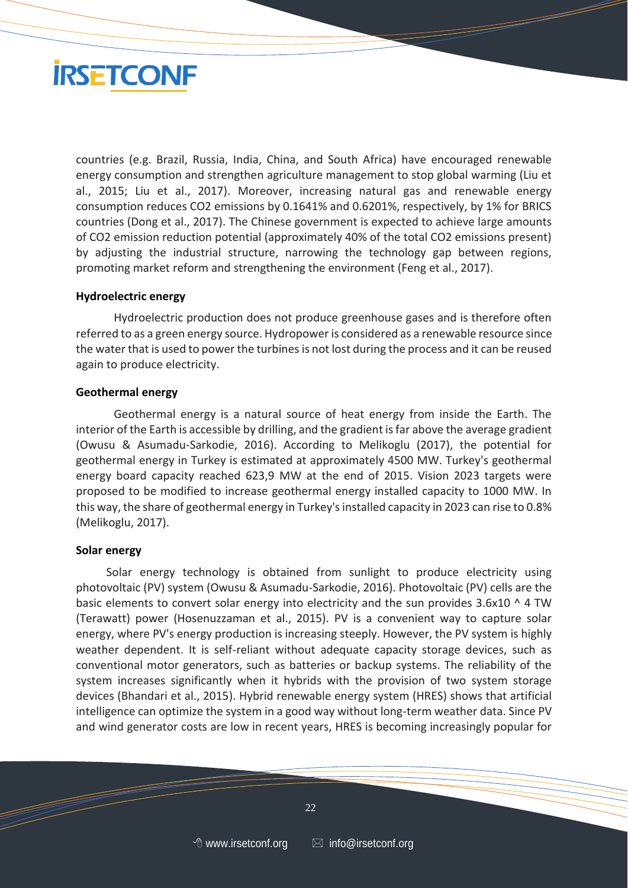countries (e.g. Brazil, Russia, India, China, and South Africa) have encouraged renewable energy consumption and strengthen agriculture management to stop global warming (Liu et al., 2015; Liu et al., 2017). Moreover, increasing natural gas and renewable energy consumption reduces $CO_2$ emissions by 0.1641% and 0.6201%, respectively, by 1% for BRICS countries (Dong et al., 2017). The Chinese government is expected to achieve large amounts of $CO_2$ emission reduction potential (approximately 40% of the total $CO_2$ emissions present) by adjusting the industrial structure, narrowing the technology gap between regions, promoting market reform and strengthening the environment (Feng et al., 2017).

**Hydroelectric energy**

Hydroelectric production does not produce greenhouse gases and is therefore often referred to as a green energy source. Hydropower is considered as a renewable resource since the water that is used to power the turbines is not lost during the process and it can be reused again to produce electricity.

**Geothermal energy**

Geothermal energy is a natural source of heat energy from inside the Earth. The interior of the Earth is accessible by drilling, and the gradient is far above the average gradient (Owusu & Asumadu-Sarkodie, 2016). According to Melikoglu (2017), the potential for geothermal energy in Turkey is estimated at approximately 4500 MW. Turkey's geothermal energy board capacity reached 623,9 MW at the end of 2015. Vision 2023 targets were proposed to be modified to increase geothermal energy installed capacity to 1000 MW. In this way, the share of geothermal energy in Turkey's installed capacity in 2023 can rise to 0.8% (Melikoglu, 2017).

**Solar energy**

Solar energy technology is obtained from sunlight to produce electricity using photovoltaic (PV) system (Owusu & Asumadu-Sarkodie, 2016). Photovoltaic (PV) cells are the basic elements to convert solar energy into electricity and the sun provides 3.6x10 ^ 4 TW (Terawatt) power (Hosenuzzaman et al., 2015). PV is a convenient way to capture solar energy, where PV's energy production is increasing steeply. However, the PV system is highly weather dependent. It is self-reliant without adequate capacity storage devices, such as conventional motor generators, such as batteries or backup systems. The reliability of the system increases significantly when it hybrids with the provision of two system storage devices (Bhandari et al., 2015). Hybrid renewable energy system (HRES) shows that artificial intelligence can optimize the system in a good way without long-term weather data. Since PV and wind generator costs are low in recent years, HRES is becoming increasingly popular for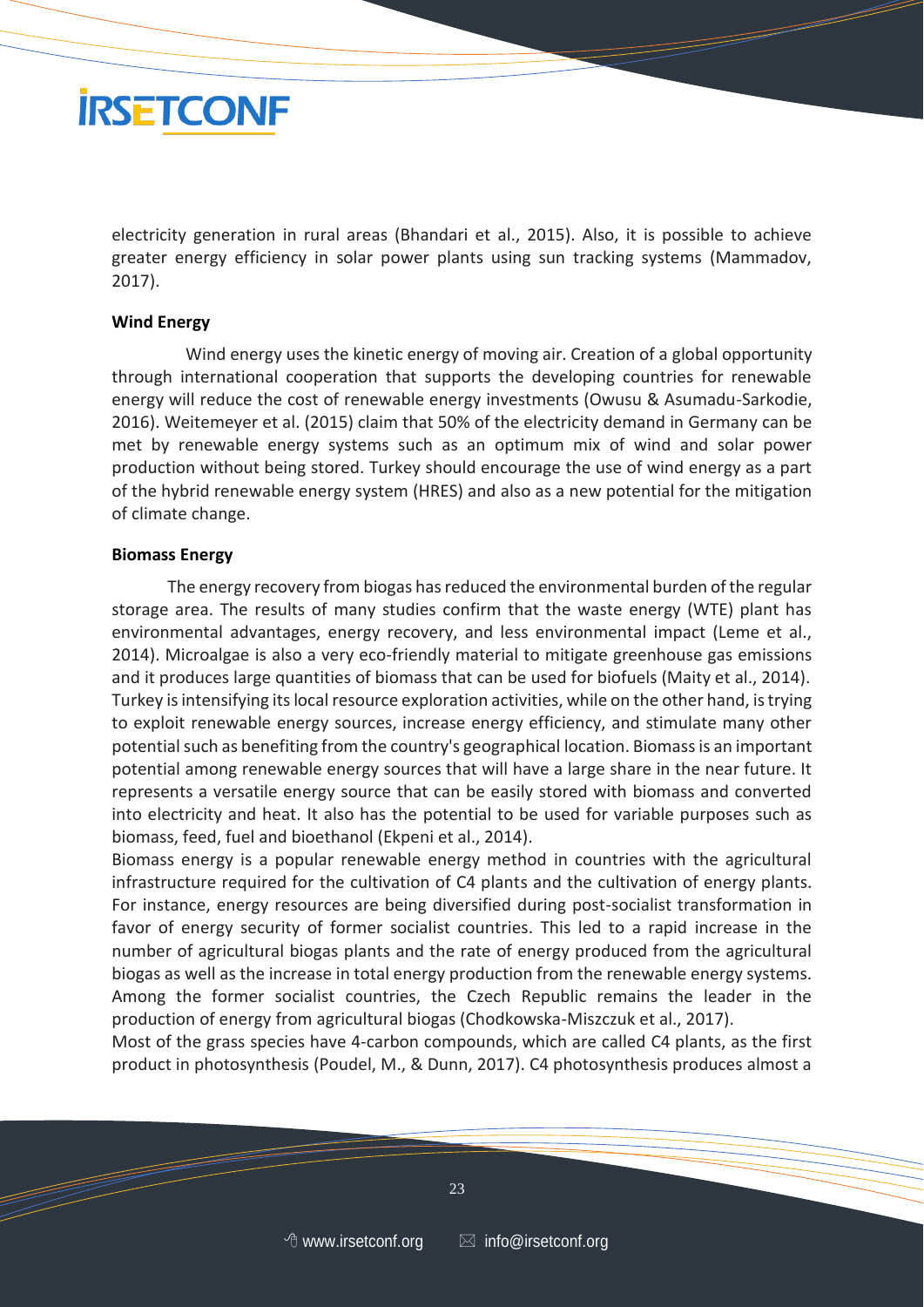electricity generation in rural areas (Bhandari et al., 2015). Also, it is possible to achieve greater energy efficiency in solar power plants using sun tracking systems (Mammadov, 2017).

**Wind Energy**

Wind energy uses the kinetic energy of moving air. Creation of a global opportunity through international cooperation that supports the developing countries for renewable energy will reduce the cost of renewable energy investments (Owusu & Asumadu-Sarkodie, 2016). Weitemeyer et al. (2015) claim that 50% of the electricity demand in Germany can be met by renewable energy systems such as an optimum mix of wind and solar power production without being stored. Turkey should encourage the use of wind energy as a part of the hybrid renewable energy system (HRES) and also as a new potential for the mitigation of climate change.

**Biomass Energy**

The energy recovery from biogas has reduced the environmental burden of the regular storage area. The results of many studies confirm that the waste energy (WTE) plant has environmental advantages, energy recovery, and less environmental impact (Leme et al., 2014). Microalgae is also a very eco-friendly material to mitigate greenhouse gas emissions and it produces large quantities of biomass that can be used for biofuels (Maity et al., 2014). Turkey is intensifying its local resource exploration activities, while on the other hand, is trying to exploit renewable energy sources, increase energy efficiency, and stimulate many other potential such as benefiting from the country's geographical location. Biomass is an important potential among renewable energy sources that will have a large share in the near future. It represents a versatile energy source that can be easily stored with biomass and converted into electricity and heat. It also has the potential to be used for variable purposes such as biomass, feed, fuel and bioethanol (Ekpeni et al., 2014).

Biomass energy is a popular renewable energy method in countries with the agricultural infrastructure required for the cultivation of C4 plants and the cultivation of energy plants. For instance, energy resources are being diversified during post-socialist transformation in favor of energy security of former socialist countries. This led to a rapid increase in the number of agricultural biogas plants and the rate of energy produced from the agricultural biogas as well as the increase in total energy production from the renewable energy systems. Among the former socialist countries, the Czech Republic remains the leader in the production of energy from agricultural biogas (Chodkowska-Miszczuk et al., 2017).

Most of the grass species have 4-carbon compounds, which are called C4 plants, as the first product in photosynthesis (Poudel, M., & Dunn, 2017). C4 photosynthesis produces almost a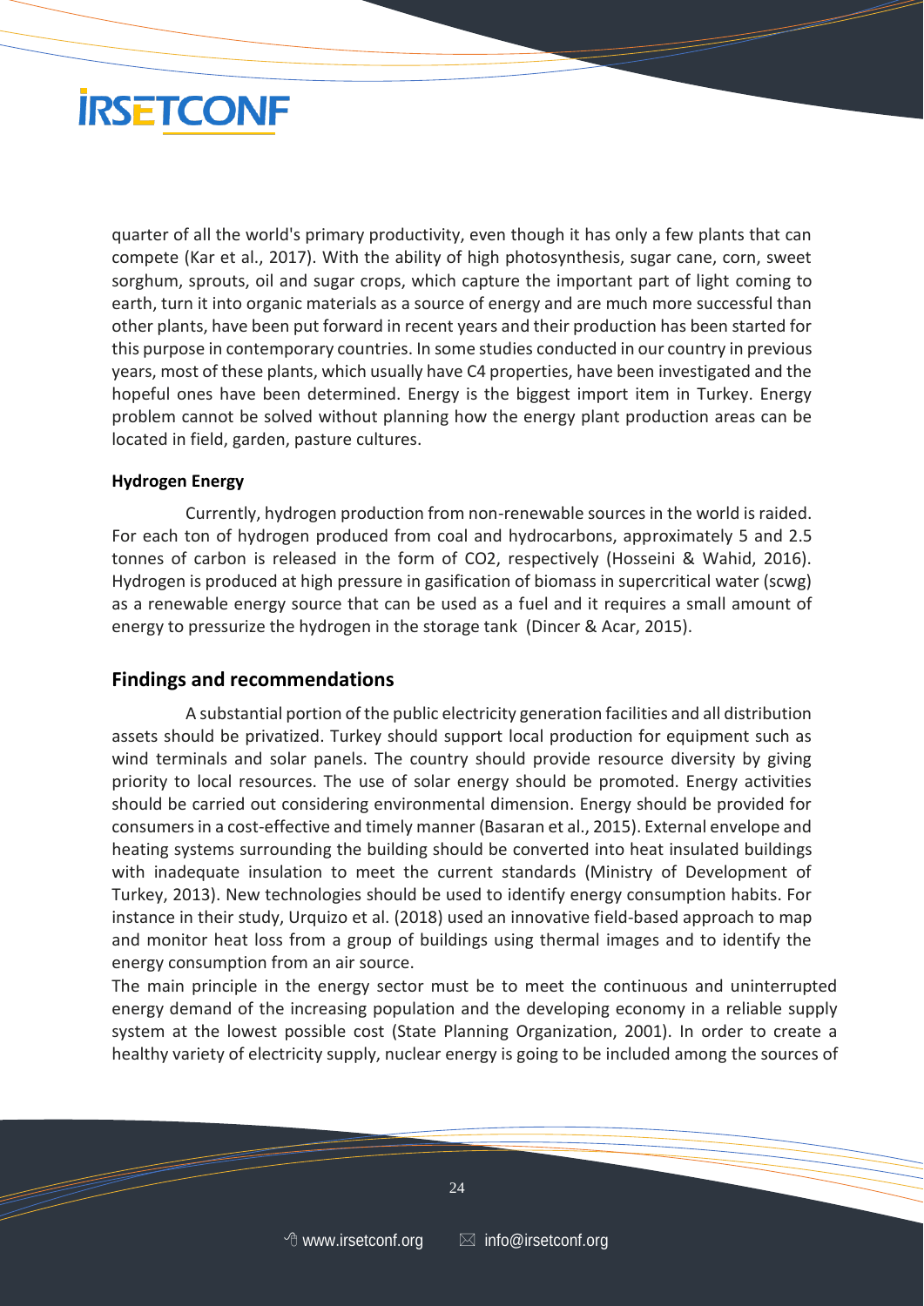quarter of all the world's primary productivity, even though it has only a few plants that can compete (Kar et al., 2017). With the ability of high photosynthesis, sugar cane, corn, sweet sorghum, sprouts, oil and sugar crops, which capture the important part of light coming to earth, turn it into organic materials as a source of energy and are much more successful than other plants, have been put forward in recent years and their production has been started for this purpose in contemporary countries. In some studies conducted in our country in previous years, most of these plants, which usually have C4 properties, have been investigated and the hopeful ones have been determined. Energy is the biggest import item in Turkey. Energy problem cannot be solved without planning how the energy plant production areas can be located in field, garden, pasture cultures.

**Hydrogen Energy**

Currently, hydrogen production from non-renewable sources in the world is raided. For each ton of hydrogen produced from coal and hydrocarbons, approximately 5 and 2.5 tonnes of carbon is released in the form of $CO_2$, respectively (Hosseini & Wahid, 2016). Hydrogen is produced at high pressure in gasification of biomass in supercritical water (scwg) as a renewable energy source that can be used as a fuel and it requires a small amount of energy to pressurize the hydrogen in the storage tank (Dincer & Acar, 2015).

## Findings and recommendations

A substantial portion of the public electricity generation facilities and all distribution assets should be privatized. Turkey should support local production for equipment such as wind terminals and solar panels. The country should provide resource diversity by giving priority to local resources. The use of solar energy should be promoted. Energy activities should be carried out considering environmental dimension. Energy should be provided for consumers in a cost-effective and timely manner (Basaran et al., 2015). External envelope and heating systems surrounding the building should be converted into heat insulated buildings with inadequate insulation to meet the current standards (Ministry of Development of Turkey, 2013). New technologies should be used to identify energy consumption habits. For instance in their study, Urquizo et al. (2018) used an innovative field-based approach to map and monitor heat loss from a group of buildings using thermal images and to identify the energy consumption from an air source.

The main principle in the energy sector must be to meet the continuous and uninterrupted energy demand of the increasing population and the developing economy in a reliable supply system at the lowest possible cost (State Planning Organization, 2001). In order to create a healthy variety of electricity supply, nuclear energy is going to be included among the sources of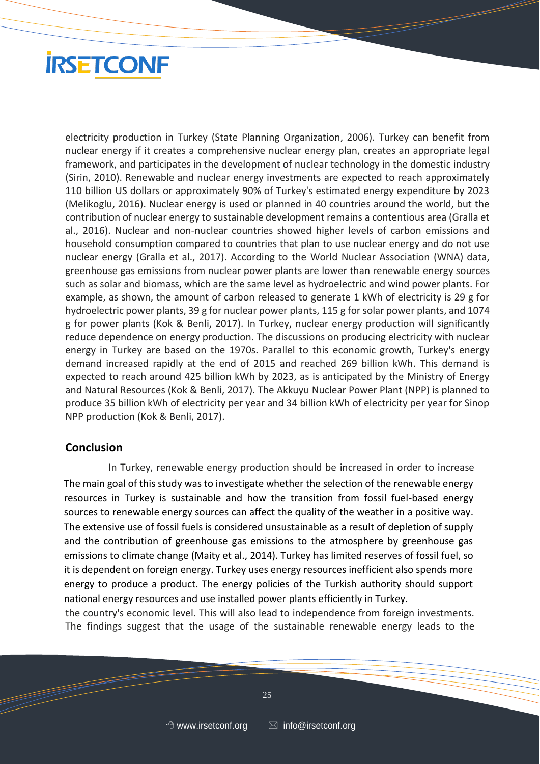electricity production in Turkey (State Planning Organization, 2006). Turkey can benefit from nuclear energy if it creates a comprehensive nuclear energy plan, creates an appropriate legal framework, and participates in the development of nuclear technology in the domestic industry (Sirin, 2010). Renewable and nuclear energy investments are expected to reach approximately 110 billion US dollars or approximately 90% of Turkey's estimated energy expenditure by 2023 (Melikoglu, 2016). Nuclear energy is used or planned in 40 countries around the world, but the contribution of nuclear energy to sustainable development remains a contentious area (Gralla et al., 2016). Nuclear and non-nuclear countries showed higher levels of carbon emissions and household consumption compared to countries that plan to use nuclear energy and do not use nuclear energy (Gralla et al., 2017). According to the World Nuclear Association (WNA) data, greenhouse gas emissions from nuclear power plants are lower than renewable energy sources such as solar and biomass, which are the same level as hydroelectric and wind power plants. For example, as shown, the amount of carbon released to generate 1 kWh of electricity is 29 g for hydroelectric power plants, 39 g for nuclear power plants, 115 g for solar power plants, and 1074 g for power plants (Kok & Benli, 2017). In Turkey, nuclear energy production will significantly reduce dependence on energy production. The discussions on producing electricity with nuclear energy in Turkey are based on the 1970s. Parallel to this economic growth, Turkey's energy demand increased rapidly at the end of 2015 and reached 269 billion kWh. This demand is expected to reach around 425 billion kWh by 2023, as is anticipated by the Ministry of Energy and Natural Resources (Kok & Benli, 2017). The Akkuyu Nuclear Power Plant (NPP) is planned to produce 35 billion kWh of electricity per year and 34 billion kWh of electricity per year for Sinop NPP production (Kok & Benli, 2017).

## Conclusion

In Turkey, renewable energy production should be increased in order to increase

The main goal of this study was to investigate whether the selection of the renewable energy resources in Turkey is sustainable and how the transition from fossil fuel-based energy sources to renewable energy sources can affect the quality of the weather in a positive way. The extensive use of fossil fuels is considered unsustainable as a result of depletion of supply and the contribution of greenhouse gas emissions to the atmosphere by greenhouse gas emissions to climate change (Maity et al., 2014). Turkey has limited reserves of fossil fuel, so it is dependent on foreign energy. Turkey uses energy resources inefficient also spends more energy to produce a product. The energy policies of the Turkish authority should support national energy resources and use installed power plants efficiently in Turkey.

the country's economic level. This will also lead to independence from foreign investments. The findings suggest that the usage of the sustainable renewable energy leads to the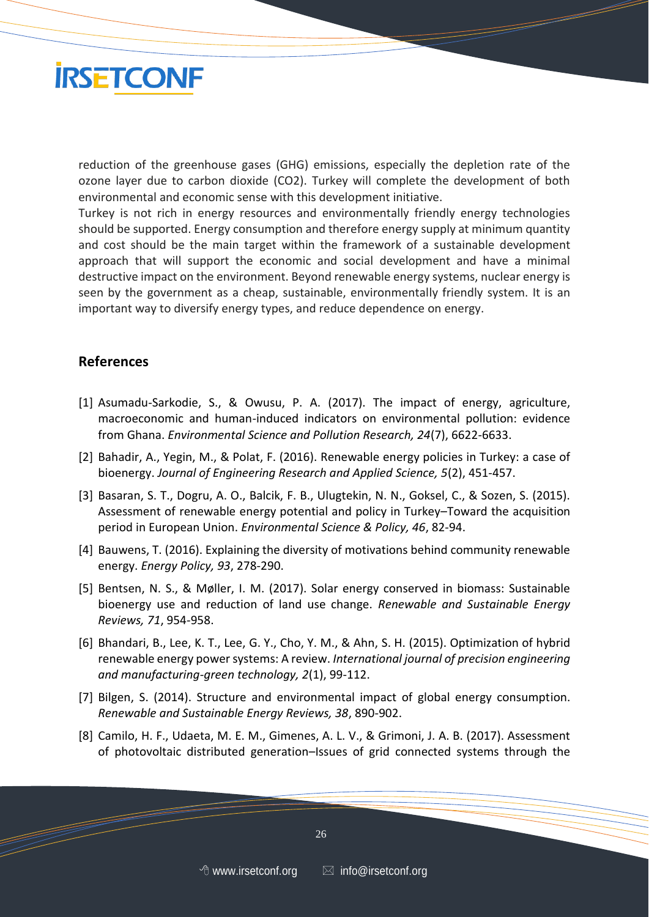reduction of the greenhouse gases (GHG) emissions, especially the depletion rate of the ozone layer due to carbon dioxide ($CO_2$). Turkey will complete the development of both environmental and economic sense with this development initiative.

Turkey is not rich in energy resources and environmentally friendly energy technologies should be supported. Energy consumption and therefore energy supply at minimum quantity and cost should be the main target within the framework of a sustainable development approach that will support the economic and social development and have a minimal destructive impact on the environment. Beyond renewable energy systems, nuclear energy is seen by the government as a cheap, sustainable, environmentally friendly system. It is an important way to diversify energy types, and reduce dependence on energy.

## References

[1] Asumadu-Sarkodie, S., & Owusu, P. A. (2017). The impact of energy, agriculture, macroeconomic and human-induced indicators on environmental pollution: evidence from Ghana. *Environmental Science and Pollution Research, 24*(7), 6622-6633.

[2] Bahadir, A., Yegin, M., & Polat, F. (2016). Renewable energy policies in Turkey: a case of bioenergy. *Journal of Engineering Research and Applied Science, 5*(2), 451-457.

[3] Basaran, S. T., Dogru, A. O., Balcik, F. B., Ulugtekin, N. N., Goksel, C., & Sozen, S. (2015). Assessment of renewable energy potential and policy in Turkey–Toward the acquisition period in European Union. *Environmental Science & Policy, 46*, 82-94.

[4] Bauwens, T. (2016). Explaining the diversity of motivations behind community renewable energy. *Energy Policy, 93*, 278-290.

[5] Bentsen, N. S., & Møller, I. M. (2017). Solar energy conserved in biomass: Sustainable bioenergy use and reduction of land use change. *Renewable and Sustainable Energy Reviews, 71*, 954-958.

[6] Bhandari, B., Lee, K. T., Lee, G. Y., Cho, Y. M., & Ahn, S. H. (2015). Optimization of hybrid renewable energy power systems: A review. *International journal of precision engineering and manufacturing-green technology, 2*(1), 99-112.

[7] Bilgen, S. (2014). Structure and environmental impact of global energy consumption. *Renewable and Sustainable Energy Reviews, 38*, 890-902.

[8] Camilo, H. F., Udaeta, M. E. M., Gimenes, A. L. V., & Grimoni, J. A. B. (2017). Assessment of photovoltaic distributed generation–Issues of grid connected systems through the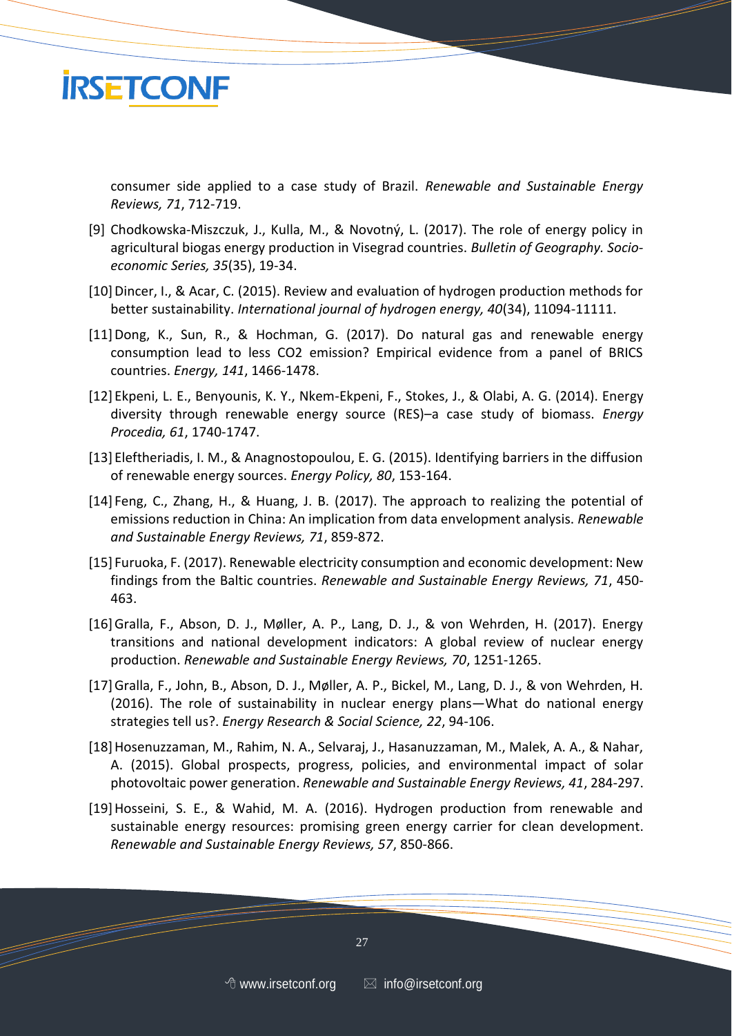consumer side applied to a case study of Brazil. *Renewable and Sustainable Energy Reviews, 71*, 712-719.

[9] Chodkowska-Miszczuk, J., Kulla, M., & Novotný, L. (2017). The role of energy policy in agricultural biogas energy production in Visegrad countries. *Bulletin of Geography. Socio-economic Series, 35*(35), 19-34.

[10] Dincer, I., & Acar, C. (2015). Review and evaluation of hydrogen production methods for better sustainability. *International journal of hydrogen energy, 40*(34), 11094-11111.

[11] Dong, K., Sun, R., & Hochman, G. (2017). Do natural gas and renewable energy consumption lead to less CO2 emission? Empirical evidence from a panel of BRICS countries. *Energy, 141*, 1466-1478.

[12] Ekpeni, L. E., Benyounis, K. Y., Nkem-Ekpeni, F., Stokes, J., & Olabi, A. G. (2014). Energy diversity through renewable energy source (RES)–a case study of biomass. *Energy Procedia, 61*, 1740-1747.

[13] Eleftheriadis, I. M., & Anagnostopoulou, E. G. (2015). Identifying barriers in the diffusion of renewable energy sources. *Energy Policy, 80*, 153-164.

[14] Feng, C., Zhang, H., & Huang, J. B. (2017). The approach to realizing the potential of emissions reduction in China: An implication from data envelopment analysis. *Renewable and Sustainable Energy Reviews, 71*, 859-872.

[15] Furuoka, F. (2017). Renewable electricity consumption and economic development: New findings from the Baltic countries. *Renewable and Sustainable Energy Reviews, 71*, 450-463.

[16] Gralla, F., Abson, D. J., Møller, A. P., Lang, D. J., & von Wehrden, H. (2017). Energy transitions and national development indicators: A global review of nuclear energy production. *Renewable and Sustainable Energy Reviews, 70*, 1251-1265.

[17] Gralla, F., John, B., Abson, D. J., Møller, A. P., Bickel, M., Lang, D. J., & von Wehrden, H. (2016). The role of sustainability in nuclear energy plans—What do national energy strategies tell us?. *Energy Research & Social Science, 22*, 94-106.

[18] Hosenuzzaman, M., Rahim, N. A., Selvaraj, J., Hasanuzzaman, M., Malek, A. A., & Nahar, A. (2015). Global prospects, progress, policies, and environmental impact of solar photovoltaic power generation. *Renewable and Sustainable Energy Reviews, 41*, 284-297.

[19] Hosseini, S. E., & Wahid, M. A. (2016). Hydrogen production from renewable and sustainable energy resources: promising green energy carrier for clean development. *Renewable and Sustainable Energy Reviews, 57*, 850-866.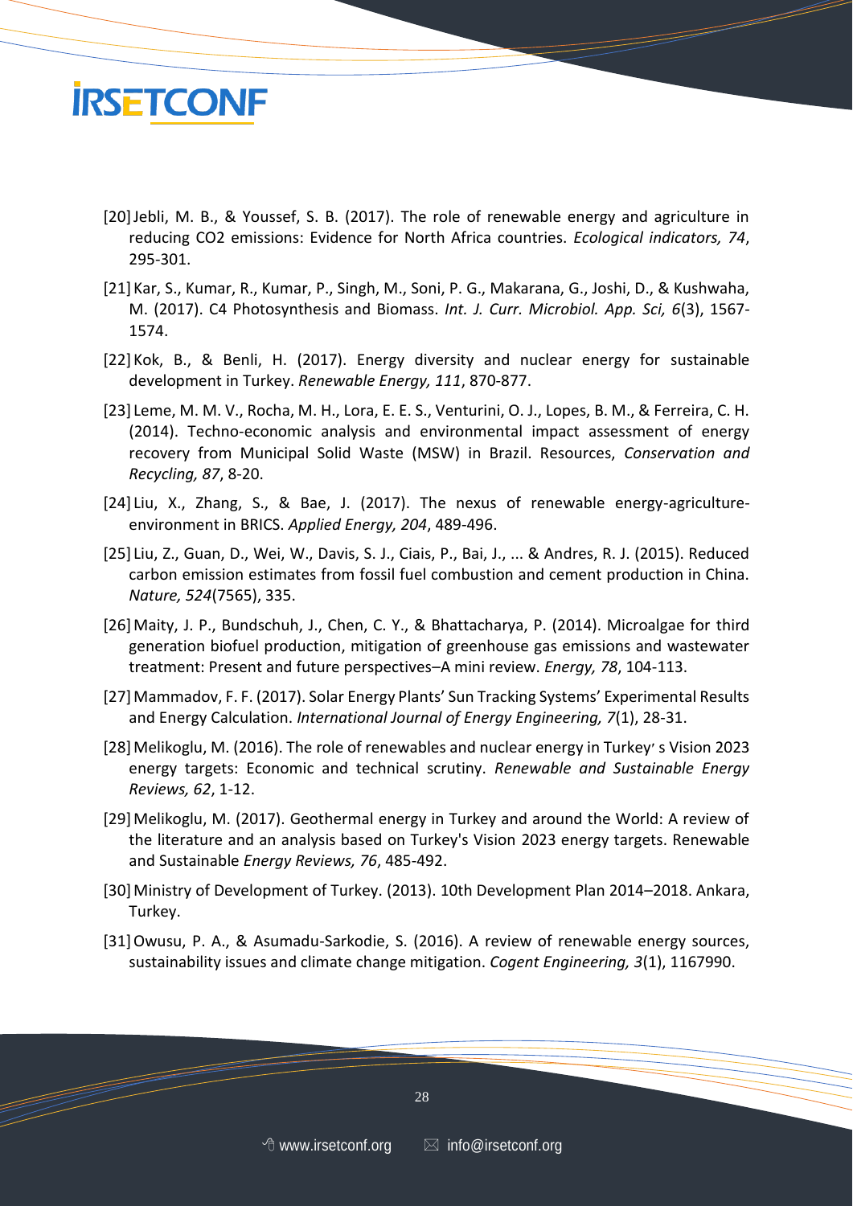[20] Jebli, M. B., & Youssef, S. B. (2017). The role of renewable energy and agriculture in reducing CO2 emissions: Evidence for North Africa countries. *Ecological indicators, 74*, 295-301.

[21] Kar, S., Kumar, R., Kumar, P., Singh, M., Soni, P. G., Makarana, G., Joshi, D., & Kushwaha, M. (2017). C4 Photosynthesis and Biomass. *Int. J. Curr. Microbiol. App. Sci, 6*(3), 1567-1574.

[22] Kok, B., & Benli, H. (2017). Energy diversity and nuclear energy for sustainable development in Turkey. *Renewable Energy, 111*, 870-877.

[23] Leme, M. M. V., Rocha, M. H., Lora, E. E. S., Venturini, O. J., Lopes, B. M., & Ferreira, C. H. (2014). Techno-economic analysis and environmental impact assessment of energy recovery from Municipal Solid Waste (MSW) in Brazil. Resources, *Conservation and Recycling, 87*, 8-20.

[24] Liu, X., Zhang, S., & Bae, J. (2017). The nexus of renewable energy-agriculture-environment in BRICS. *Applied Energy, 204*, 489-496.

[25] Liu, Z., Guan, D., Wei, W., Davis, S. J., Ciais, P., Bai, J., ... & Andres, R. J. (2015). Reduced carbon emission estimates from fossil fuel combustion and cement production in China. *Nature, 524*(7565), 335.

[26] Maity, J. P., Bundschuh, J., Chen, C. Y., & Bhattacharya, P. (2014). Microalgae for third generation biofuel production, mitigation of greenhouse gas emissions and wastewater treatment: Present and future perspectives–A mini review. *Energy, 78*, 104-113.

[27] Mammadov, F. F. (2017). Solar Energy Plants' Sun Tracking Systems' Experimental Results and Energy Calculation. *International Journal of Energy Engineering, 7*(1), 28-31.

[28] Melikoglu, M. (2016). The role of renewables and nuclear energy in Turkey' s Vision 2023 energy targets: Economic and technical scrutiny. *Renewable and Sustainable Energy Reviews, 62*, 1-12.

[29] Melikoglu, M. (2017). Geothermal energy in Turkey and around the World: A review of the literature and an analysis based on Turkey's Vision 2023 energy targets. Renewable and Sustainable *Energy Reviews, 76*, 485-492.

[30] Ministry of Development of Turkey. (2013). 10th Development Plan 2014–2018. Ankara, Turkey.

[31] Owusu, P. A., & Asumadu-Sarkodie, S. (2016). A review of renewable energy sources, sustainability issues and climate change mitigation. *Cogent Engineering, 3*(1), 1167990.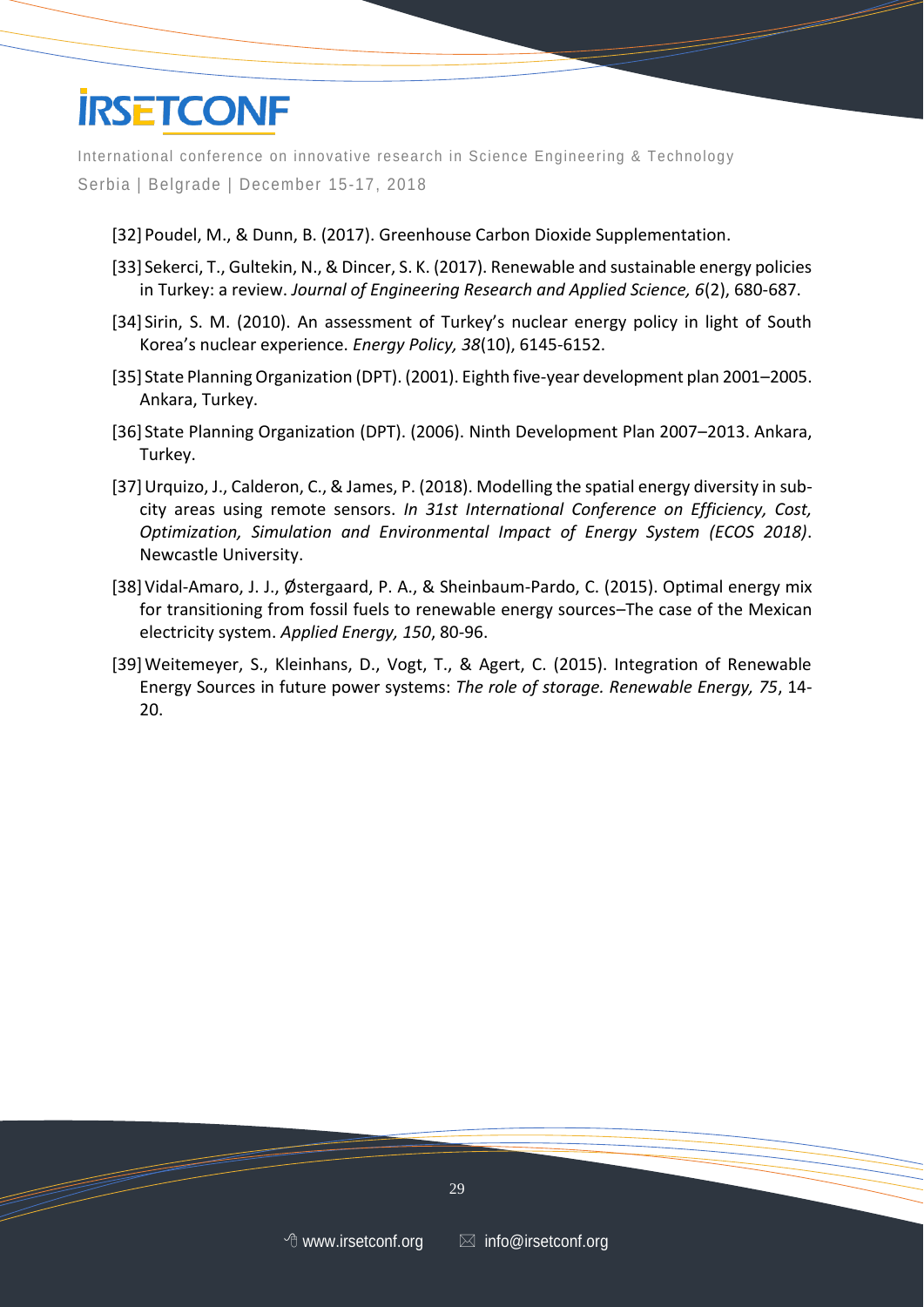[32] Poudel, M., & Dunn, B. (2017). Greenhouse Carbon Dioxide Supplementation.

[33] Sekerci, T., Gultekin, N., & Dincer, S. K. (2017). Renewable and sustainable energy policies in Turkey: a review. *Journal of Engineering Research and Applied Science, 6*(2), 680-687.

[34] Sirin, S. M. (2010). An assessment of Turkey's nuclear energy policy in light of South Korea's nuclear experience. *Energy Policy, 38*(10), 6145-6152.

[35] State Planning Organization (DPT). (2001). Eighth five-year development plan 2001–2005. Ankara, Turkey.

[36] State Planning Organization (DPT). (2006). Ninth Development Plan 2007–2013. Ankara, Turkey.

[37] Urquizo, J., Calderon, C., & James, P. (2018). Modelling the spatial energy diversity in sub-city areas using remote sensors. *In 31st International Conference on Efficiency, Cost, Optimization, Simulation and Environmental Impact of Energy System (ECOS 2018)*. Newcastle University.

[38] Vidal-Amaro, J. J., Østergaard, P. A., & Sheinbaum-Pardo, C. (2015). Optimal energy mix for transitioning from fossil fuels to renewable energy sources–The case of the Mexican electricity system. *Applied Energy, 150*, 80-96.

[39] Weitemeyer, S., Kleinhans, D., Vogt, T., & Agert, C. (2015). Integration of Renewable Energy Sources in future power systems: *The role of storage. Renewable Energy, 75*, 14-20.